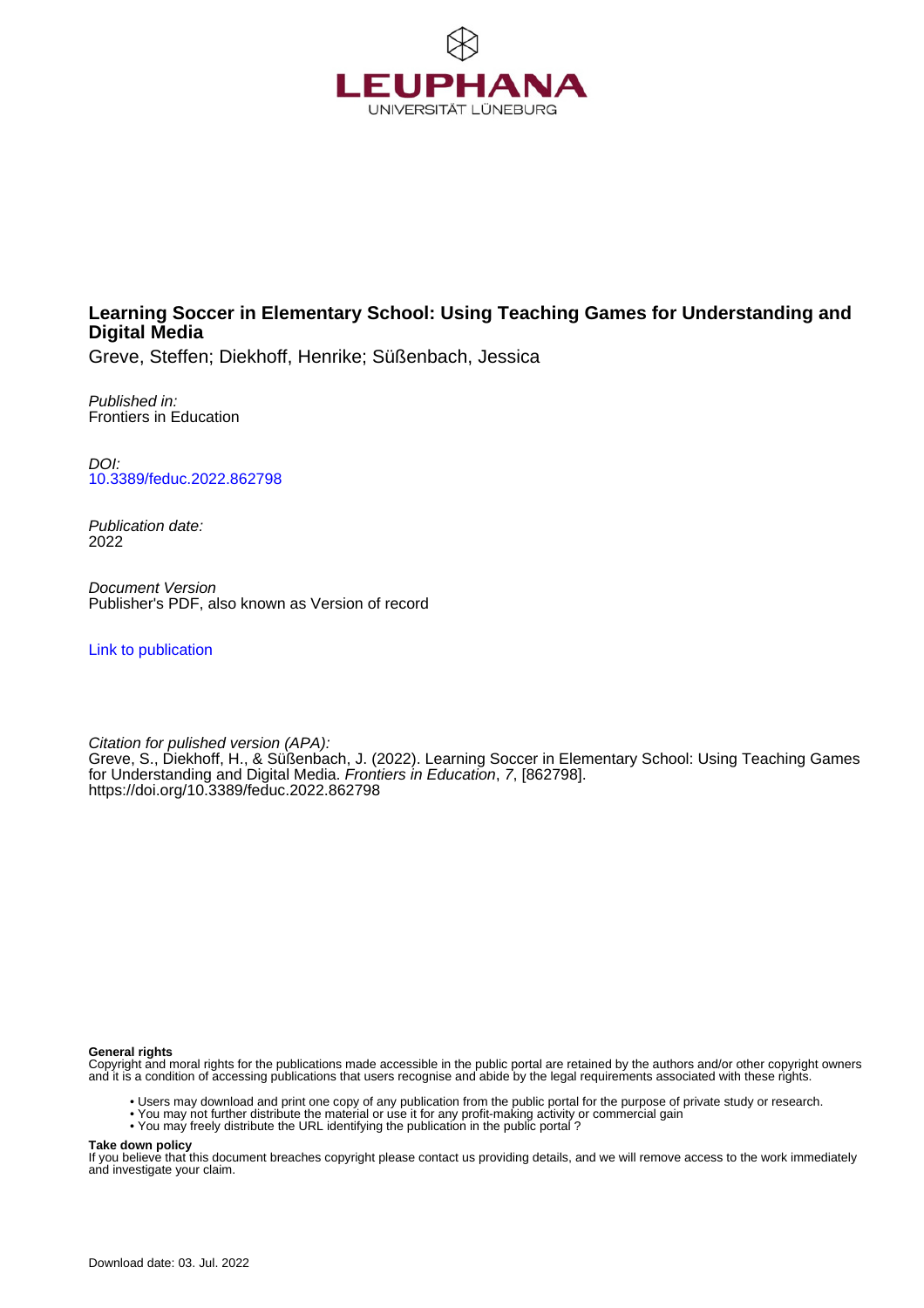LEUPHANA
UNIVERSITÄT LÜNEBURG

# Learning Soccer in Elementary School: Using Teaching Games for Understanding and Digital Media

Greve, Steffen; Diekhoff, Henrike; Süßenbach, Jessica

*Published in:*
Frontiers in Education

*DOI:*
10.3389/feduc.2022.862798

*Publication date:*
2022

*Document Version*
Publisher's PDF, also known as Version of record

Link to publication

*Citation for pulished version (APA):*
Greve, S., Diekhoff, H., & Süßenbach, J. (2022). Learning Soccer in Elementary School: Using Teaching Games for Understanding and Digital Media. *Frontiers in Education*, *7*, [862798]. https://doi.org/10.3389/feduc.2022.862798

**General rights**
Copyright and moral rights for the publications made accessible in the public portal are retained by the authors and/or other copyright owners and it is a condition of accessing publications that users recognise and abide by the legal requirements associated with these rights.

- Users may download and print one copy of any publication from the public portal for the purpose of private study or research.
- You may not further distribute the material or use it for any profit-making activity or commercial gain
- You may freely distribute the URL identifying the publication in the public portal ?

**Take down policy**
If you believe that this document breaches copyright please contact us providing details, and we will remove access to the work immediately and investigate your claim.

Download date: 03. Jul. 2022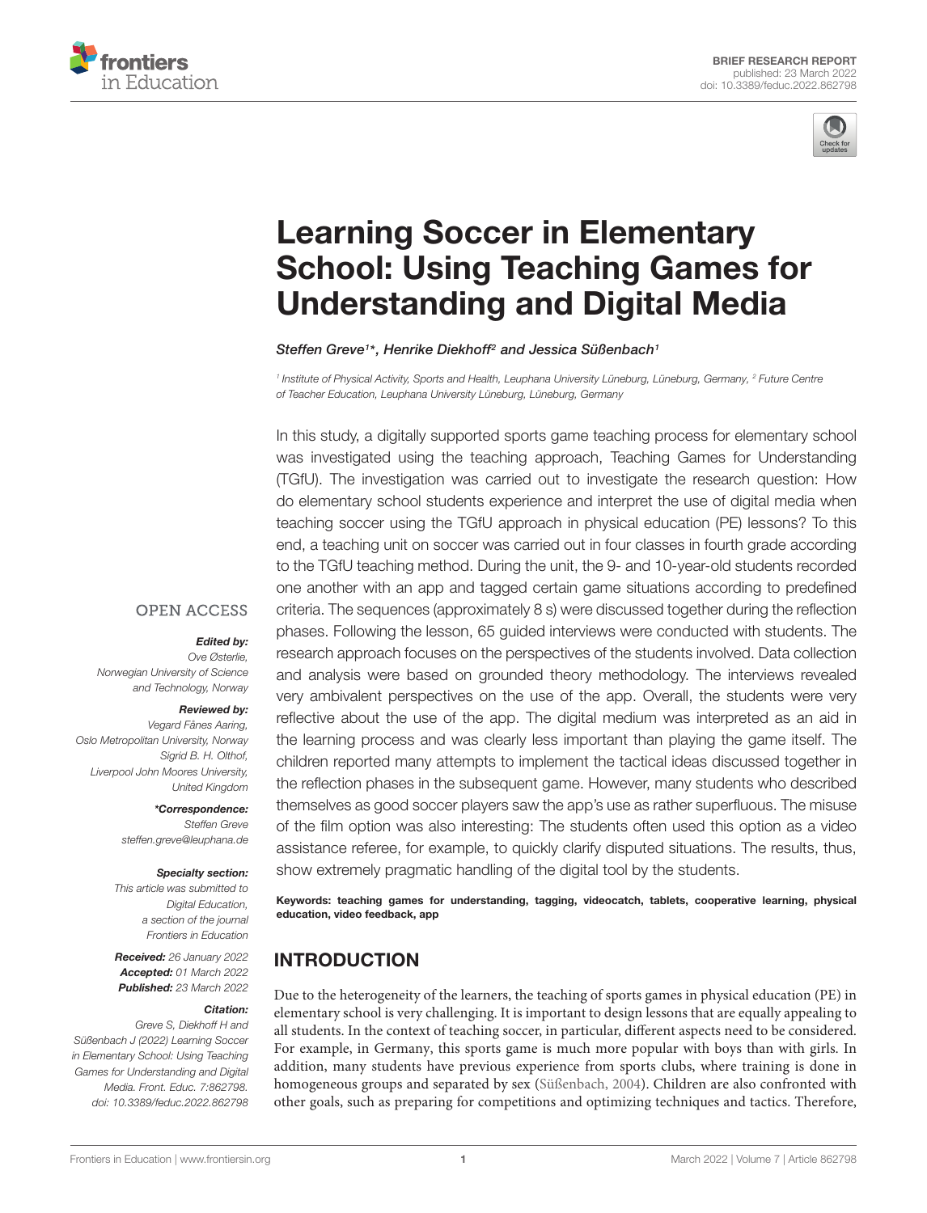# Learning Soccer in Elementary School: Using Teaching Games for Understanding and Digital Media

*Steffen Greve[1]\*, Henrike Diekhoff[2] and Jessica Süßenbach[1]*

[1] Institute of Physical Activity, Sports and Health, Leuphana University Lüneburg, Lüneburg, Germany, [2] Future Centre of Teacher Education, Leuphana University Lüneburg, Lüneburg, Germany

BRIEF RESEARCH REPORT
published: 23 March 2022
doi: 10.3389/feduc.2022.862798

In this study, a digitally supported sports game teaching process for elementary school was investigated using the teaching approach, Teaching Games for Understanding (TGfU). The investigation was carried out to investigate the research question: How do elementary school students experience and interpret the use of digital media when teaching soccer using the TGfU approach in physical education (PE) lessons? To this end, a teaching unit on soccer was carried out in four classes in fourth grade according to the TGfU teaching method. During the unit, the 9- and 10-year-old students recorded one another with an app and tagged certain game situations according to predefined criteria. The sequences (approximately 8 s) were discussed together during the reflection phases. Following the lesson, 65 guided interviews were conducted with students. The research approach focuses on the perspectives of the students involved. Data collection and analysis were based on grounded theory methodology. The interviews revealed very ambivalent perspectives on the use of the app. Overall, the students were very reflective about the use of the app. The digital medium was interpreted as an aid in the learning process and was clearly less important than playing the game itself. The children reported many attempts to implement the tactical ideas discussed together in the reflection phases in the subsequent game. However, many students who described themselves as good soccer players saw the app's use as rather superfluous. The misuse of the film option was also interesting: The students often used this option as a video assistance referee, for example, to quickly clarify disputed situations. The results, thus, show extremely pragmatic handling of the digital tool by the students.

**Keywords: teaching games for understanding, tagging, videocatch, tablets, cooperative learning, physical education, video feedback, app**

OPEN ACCESS

***Edited by:***
*Ove Østerlie,*
*Norwegian University of Science and Technology, Norway*

***Reviewed by:***
*Vegard Fånes Aaring,*
*Oslo Metropolitan University, Norway*
*Sigrid B. H. Olthof,*
*Liverpool John Moores University, United Kingdom*

***\*Correspondence:***
*Steffen Greve*
*steffen.greve@leuphana.de*

***Specialty section:***
*This article was submitted to Digital Education, a section of the journal Frontiers in Education*

***Received:*** *26 January 2022*
***Accepted:*** *01 March 2022*
***Published:*** *23 March 2022*

***Citation:***
*Greve S, Diekhoff H and Süßenbach J (2022) Learning Soccer in Elementary School: Using Teaching Games for Understanding and Digital Media. Front. Educ. 7:862798. doi: 10.3389/feduc.2022.862798*

## INTRODUCTION

Due to the heterogeneity of the learners, the teaching of sports games in physical education (PE) in elementary school is very challenging. It is important to design lessons that are equally appealing to all students. In the context of teaching soccer, in particular, different aspects need to be considered. For example, in Germany, this sports game is much more popular with boys than with girls. In addition, many students have previous experience from sports clubs, where training is done in homogeneous groups and separated by sex (Süßenbach, 2004). Children are also confronted with other goals, such as preparing for competitions and optimizing techniques and tactics. Therefore,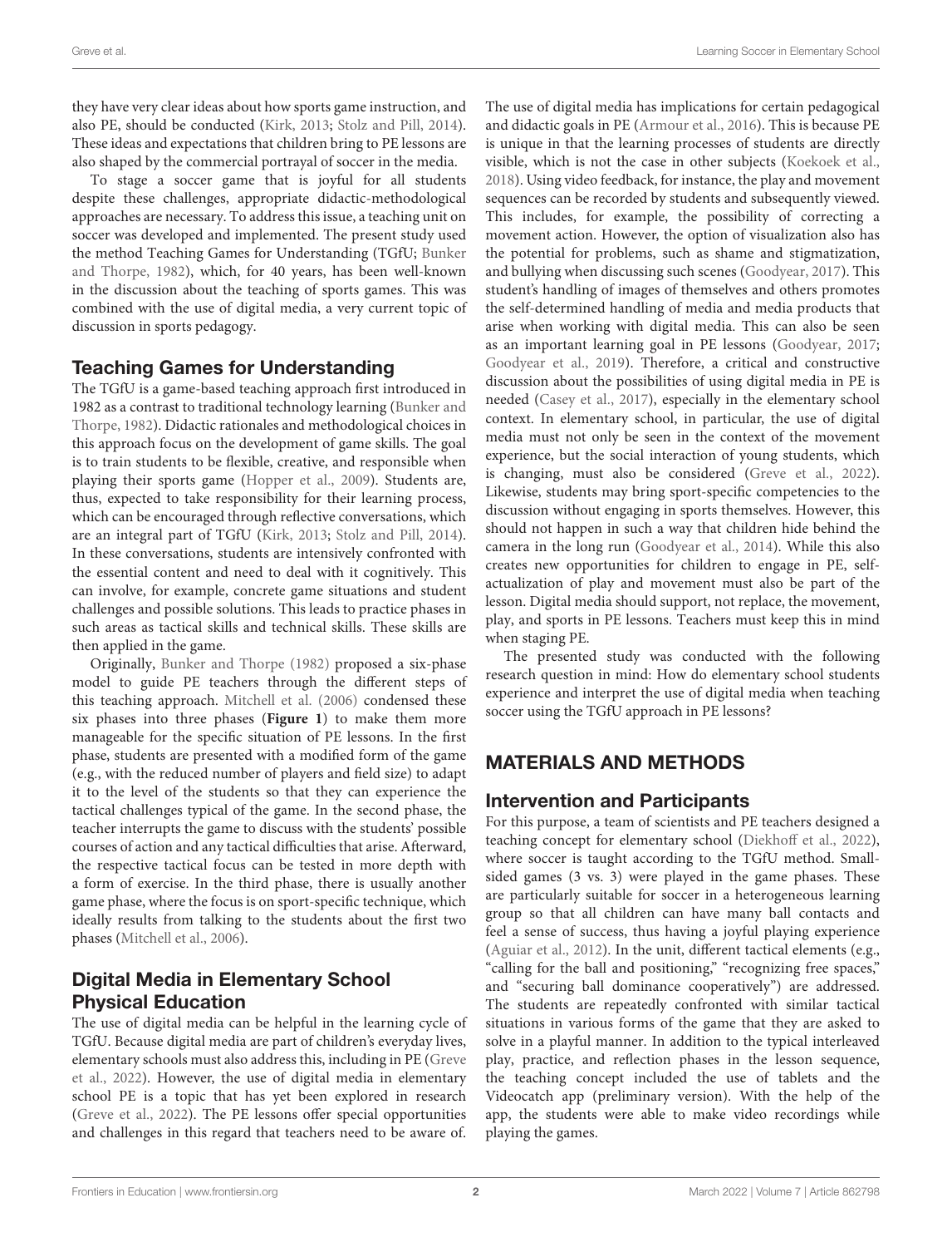they have very clear ideas about how sports game instruction, and also PE, should be conducted (Kirk, 2013; Stolz and Pill, 2014). These ideas and expectations that children bring to PE lessons are also shaped by the commercial portrayal of soccer in the media.

To stage a soccer game that is joyful for all students despite these challenges, appropriate didactic-methodological approaches are necessary. To address this issue, a teaching unit on soccer was developed and implemented. The present study used the method Teaching Games for Understanding (TGfU; Bunker and Thorpe, 1982), which, for 40 years, has been well-known in the discussion about the teaching of sports games. This was combined with the use of digital media, a very current topic of discussion in sports pedagogy.

## Teaching Games for Understanding

The TGfU is a game-based teaching approach first introduced in 1982 as a contrast to traditional technology learning (Bunker and Thorpe, 1982). Didactic rationales and methodological choices in this approach focus on the development of game skills. The goal is to train students to be flexible, creative, and responsible when playing their sports game (Hopper et al., 2009). Students are, thus, expected to take responsibility for their learning process, which can be encouraged through reflective conversations, which are an integral part of TGfU (Kirk, 2013; Stolz and Pill, 2014). In these conversations, students are intensively confronted with the essential content and need to deal with it cognitively. This can involve, for example, concrete game situations and student challenges and possible solutions. This leads to practice phases in such areas as tactical skills and technical skills. These skills are then applied in the game.

Originally, Bunker and Thorpe (1982) proposed a six-phase model to guide PE teachers through the different steps of this teaching approach. Mitchell et al. (2006) condensed these six phases into three phases (**Figure 1**) to make them more manageable for the specific situation of PE lessons. In the first phase, students are presented with a modified form of the game (e.g., with the reduced number of players and field size) to adapt it to the level of the students so that they can experience the tactical challenges typical of the game. In the second phase, the teacher interrupts the game to discuss with the students' possible courses of action and any tactical difficulties that arise. Afterward, the respective tactical focus can be tested in more depth with a form of exercise. In the third phase, there is usually another game phase, where the focus is on sport-specific technique, which ideally results from talking to the students about the first two phases (Mitchell et al., 2006).

## Digital Media in Elementary School Physical Education

The use of digital media can be helpful in the learning cycle of TGfU. Because digital media are part of children's everyday lives, elementary schools must also address this, including in PE (Greve et al., 2022). However, the use of digital media in elementary school PE is a topic that has yet been explored in research (Greve et al., 2022). The PE lessons offer special opportunities and challenges in this regard that teachers need to be aware of. The use of digital media has implications for certain pedagogical and didactic goals in PE (Armour et al., 2016). This is because PE is unique in that the learning processes of students are directly visible, which is not the case in other subjects (Koekoek et al., 2018). Using video feedback, for instance, the play and movement sequences can be recorded by students and subsequently viewed. This includes, for example, the possibility of correcting a movement action. However, the option of visualization also has the potential for problems, such as shame and stigmatization, and bullying when discussing such scenes (Goodyear, 2017). This student's handling of images of themselves and others promotes the self-determined handling of media and media products that arise when working with digital media. This can also be seen as an important learning goal in PE lessons (Goodyear, 2017; Goodyear et al., 2019). Therefore, a critical and constructive discussion about the possibilities of using digital media in PE is needed (Casey et al., 2017), especially in the elementary school context. In elementary school, in particular, the use of digital media must not only be seen in the context of the movement experience, but the social interaction of young students, which is changing, must also be considered (Greve et al., 2022). Likewise, students may bring sport-specific competencies to the discussion without engaging in sports themselves. However, this should not happen in such a way that children hide behind the camera in the long run (Goodyear et al., 2014). While this also creates new opportunities for children to engage in PE, self-actualization of play and movement must also be part of the lesson. Digital media should support, not replace, the movement, play, and sports in PE lessons. Teachers must keep this in mind when staging PE.

The presented study was conducted with the following research question in mind: How do elementary school students experience and interpret the use of digital media when teaching soccer using the TGfU approach in PE lessons?

# MATERIALS AND METHODS

## Intervention and Participants

For this purpose, a team of scientists and PE teachers designed a teaching concept for elementary school (Diekhoff et al., 2022), where soccer is taught according to the TGfU method. Small-sided games (3 vs. 3) were played in the game phases. These are particularly suitable for soccer in a heterogeneous learning group so that all children can have many ball contacts and feel a sense of success, thus having a joyful playing experience (Aguiar et al., 2012). In the unit, different tactical elements (e.g., "calling for the ball and positioning," "recognizing free spaces," and "securing ball dominance cooperatively") are addressed. The students are repeatedly confronted with similar tactical situations in various forms of the game that they are asked to solve in a playful manner. In addition to the typical interleaved play, practice, and reflection phases in the lesson sequence, the teaching concept included the use of tablets and the Videocatch app (preliminary version). With the help of the app, the students were able to make video recordings while playing the games.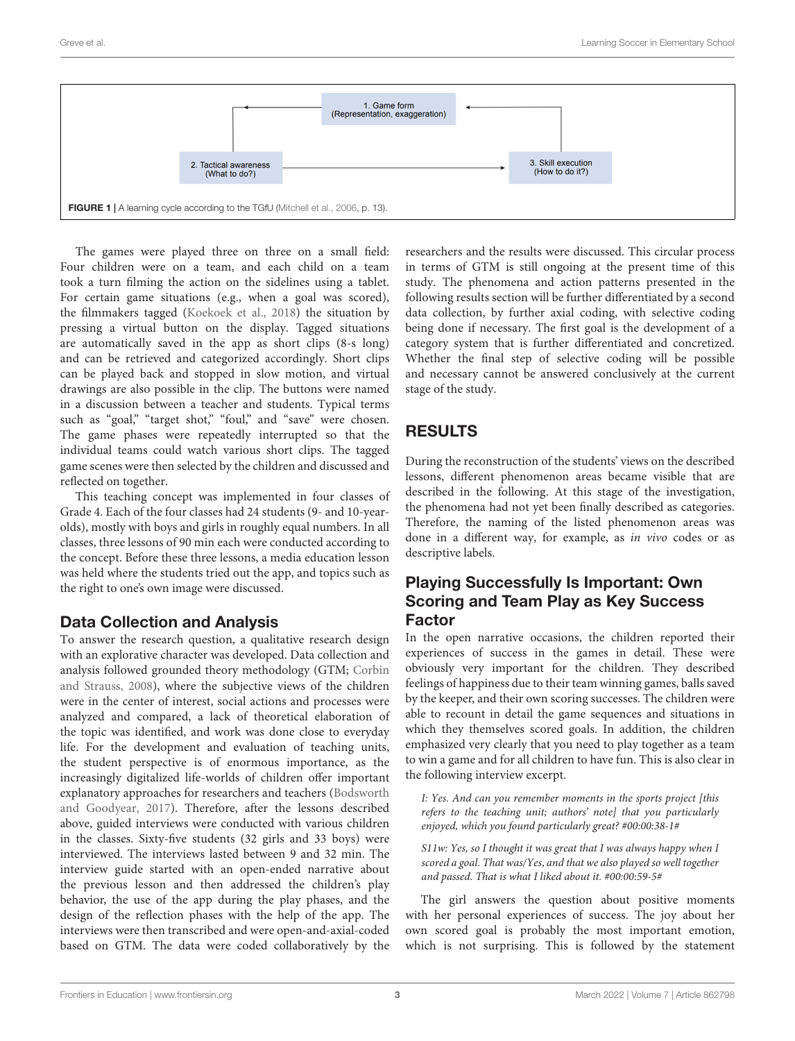1. Game form (Representation, exaggeration)

2. Tactical awareness (What to do?)

3. Skill execution (How to do it?)

**FIGURE 1** | A learning cycle according to the TGfU (Mitchell et al., 2006, p. 13).

The games were played three on three on a small field: Four children were on a team, and each child on a team took a turn filming the action on the sidelines using a tablet. For certain game situations (e.g., when a goal was scored), the filmmakers tagged (Koekoek et al., 2018) the situation by pressing a virtual button on the display. Tagged situations are automatically saved in the app as short clips (8-s long) and can be retrieved and categorized accordingly. Short clips can be played back and stopped in slow motion, and virtual drawings are also possible in the clip. The buttons were named in a discussion between a teacher and students. Typical terms such as "goal," "target shot," "foul," and "save" were chosen. The game phases were repeatedly interrupted so that the individual teams could watch various short clips. The tagged game scenes were then selected by the children and discussed and reflected on together.

This teaching concept was implemented in four classes of Grade 4. Each of the four classes had 24 students (9- and 10-year-olds), mostly with boys and girls in roughly equal numbers. In all classes, three lessons of 90 min each were conducted according to the concept. Before these three lessons, a media education lesson was held where the students tried out the app, and topics such as the right to one's own image were discussed.

## Data Collection and Analysis

To answer the research question, a qualitative research design with an explorative character was developed. Data collection and analysis followed grounded theory methodology (GTM; Corbin and Strauss, 2008), where the subjective views of the children were in the center of interest, social actions and processes were analyzed and compared, a lack of theoretical elaboration of the topic was identified, and work was done close to everyday life. For the development and evaluation of teaching units, the student perspective is of enormous importance, as the increasingly digitalized life-worlds of children offer important explanatory approaches for researchers and teachers (Bodsworth and Goodyear, 2017). Therefore, after the lessons described above, guided interviews were conducted with various children in the classes. Sixty-five students (32 girls and 33 boys) were interviewed. The interviews lasted between 9 and 32 min. The interview guide started with an open-ended narrative about the previous lesson and then addressed the children's play behavior, the use of the app during the play phases, and the design of the reflection phases with the help of the app. The interviews were then transcribed and were open-and-axial-coded based on GTM. The data were coded collaboratively by the researchers and the results were discussed. This circular process in terms of GTM is still ongoing at the present time of this study. The phenomena and action patterns presented in the following results section will be further differentiated by a second data collection, by further axial coding, with selective coding being done if necessary. The first goal is the development of a category system that is further differentiated and concretized. Whether the final step of selective coding will be possible and necessary cannot be answered conclusively at the current stage of the study.

# RESULTS

During the reconstruction of the students' views on the described lessons, different phenomenon areas became visible that are described in the following. At this stage of the investigation, the phenomena had not yet been finally described as categories. Therefore, the naming of the listed phenomenon areas was done in a different way, for example, as *in vivo* codes or as descriptive labels.

## Playing Successfully Is Important: Own Scoring and Team Play as Key Success Factor

In the open narrative occasions, the children reported their experiences of success in the games in detail. These were obviously very important for the children. They described feelings of happiness due to their team winning games, balls saved by the keeper, and their own scoring successes. The children were able to recount in detail the game sequences and situations in which they themselves scored goals. In addition, the children emphasized very clearly that you need to play together as a team to win a game and for all children to have fun. This is also clear in the following interview excerpt.

*I: Yes. And can you remember moments in the sports project [this refers to the teaching unit; authors' note] that you particularly enjoyed, which you found particularly great? #00:00:38-1#*

*S11w: Yes, so I thought it was great that I was always happy when I scored a goal. That was/Yes, and that we also played so well together and passed. That is what I liked about it. #00:00:59-5#*

The girl answers the question about positive moments with her personal experiences of success. The joy about her own scored goal is probably the most important emotion, which is not surprising. This is followed by the statement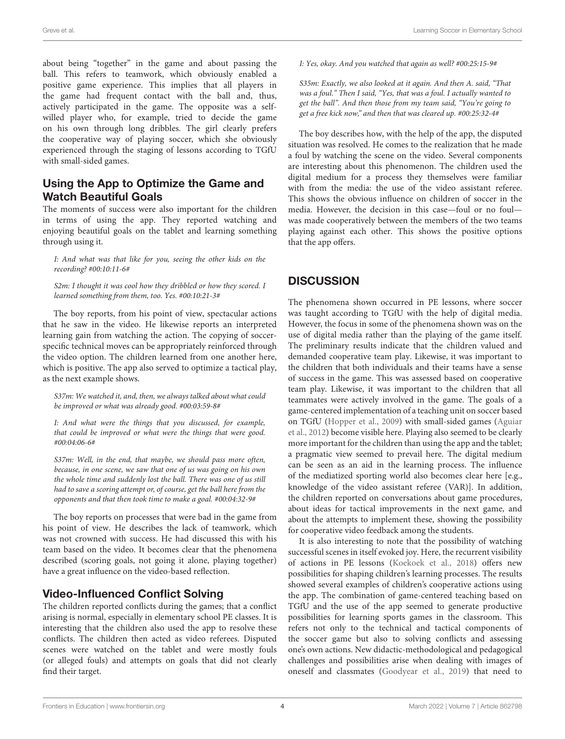about being "together" in the game and about passing the ball. This refers to teamwork, which obviously enabled a positive game experience. This implies that all players in the game had frequent contact with the ball and, thus, actively participated in the game. The opposite was a self-willed player who, for example, tried to decide the game on his own through long dribbles. The girl clearly prefers the cooperative way of playing soccer, which she obviously experienced through the staging of lessons according to TGfU with small-sided games.

## Using the App to Optimize the Game and Watch Beautiful Goals

The moments of success were also important for the children in terms of using the app. They reported watching and enjoying beautiful goals on the tablet and learning something through using it.

> *I: And what was that like for you, seeing the other kids on the recording? #00:10:11-6#*
>
> *S2m: I thought it was cool how they dribbled or how they scored. I learned something from them, too. Yes. #00:10:21-3#*

The boy reports, from his point of view, spectacular actions that he saw in the video. He likewise reports an interpreted learning gain from watching the action. The copying of soccer-specific technical moves can be appropriately reinforced through the video option. The children learned from one another here, which is positive. The app also served to optimize a tactical play, as the next example shows.

> *S37m: We watched it, and, then, we always talked about what could be improved or what was already good. #00:03:59-8#*
>
> *I: And what were the things that you discussed, for example, that could be improved or what were the things that were good. #00:04:06-6#*
>
> *S37m: Well, in the end, that maybe, we should pass more often, because, in one scene, we saw that one of us was going on his own the whole time and suddenly lost the ball. There was one of us still had to save a scoring attempt or, of course, get the ball here from the opponents and that then took time to make a goal. #00:04:32-9#*

The boy reports on processes that were bad in the game from his point of view. He describes the lack of teamwork, which was not crowned with success. He had discussed this with his team based on the video. It becomes clear that the phenomena described (scoring goals, not going it alone, playing together) have a great influence on the video-based reflection.

## Video-Influenced Conflict Solving

The children reported conflicts during the games; that a conflict arising is normal, especially in elementary school PE classes. It is interesting that the children also used the app to resolve these conflicts. The children then acted as video referees. Disputed scenes were watched on the tablet and were mostly fouls (or alleged fouls) and attempts on goals that did not clearly find their target.

> *I: Yes, okay. And you watched that again as well? #00:25:15-9#*
>
> *S35m: Exactly, we also looked at it again. And then A. said, "That was a foul." Then I said, "Yes, that was a foul. I actually wanted to get the ball". And then those from my team said, "You're going to get a free kick now," and then that was cleared up. #00:25:32-4#*

The boy describes how, with the help of the app, the disputed situation was resolved. He comes to the realization that he made a foul by watching the scene on the video. Several components are interesting about this phenomenon. The children used the digital medium for a process they themselves were familiar with from the media: the use of the video assistant referee. This shows the obvious influence on children of soccer in the media. However, the decision in this case—foul or no foul—was made cooperatively between the members of the two teams playing against each other. This shows the positive options that the app offers.

# DISCUSSION

The phenomena shown occurred in PE lessons, where soccer was taught according to TGfU with the help of digital media. However, the focus in some of the phenomena shown was on the use of digital media rather than the playing of the game itself. The preliminary results indicate that the children valued and demanded cooperative team play. Likewise, it was important to the children that both individuals and their teams have a sense of success in the game. This was assessed based on cooperative team play. Likewise, it was important to the children that all teammates were actively involved in the game. The goals of a game-centered implementation of a teaching unit on soccer based on TGfU (Hopper et al., 2009) with small-sided games (Aguiar et al., 2012) become visible here. Playing also seemed to be clearly more important for the children than using the app and the tablet; a pragmatic view seemed to prevail here. The digital medium can be seen as an aid in the learning process. The influence of the mediatized sporting world also becomes clear here [e.g., knowledge of the video assistant referee (VAR)]. In addition, the children reported on conversations about game procedures, about ideas for tactical improvements in the next game, and about the attempts to implement these, showing the possibility for cooperative video feedback among the students.

It is also interesting to note that the possibility of watching successful scenes in itself evoked joy. Here, the recurrent visibility of actions in PE lessons (Koekoek et al., 2018) offers new possibilities for shaping children's learning processes. The results showed several examples of children's cooperative actions using the app. The combination of game-centered teaching based on TGfU and the use of the app seemed to generate productive possibilities for learning sports games in the classroom. This refers not only to the technical and tactical components of the soccer game but also to solving conflicts and assessing one's own actions. New didactic-methodological and pedagogical challenges and possibilities arise when dealing with images of oneself and classmates (Goodyear et al., 2019) that need to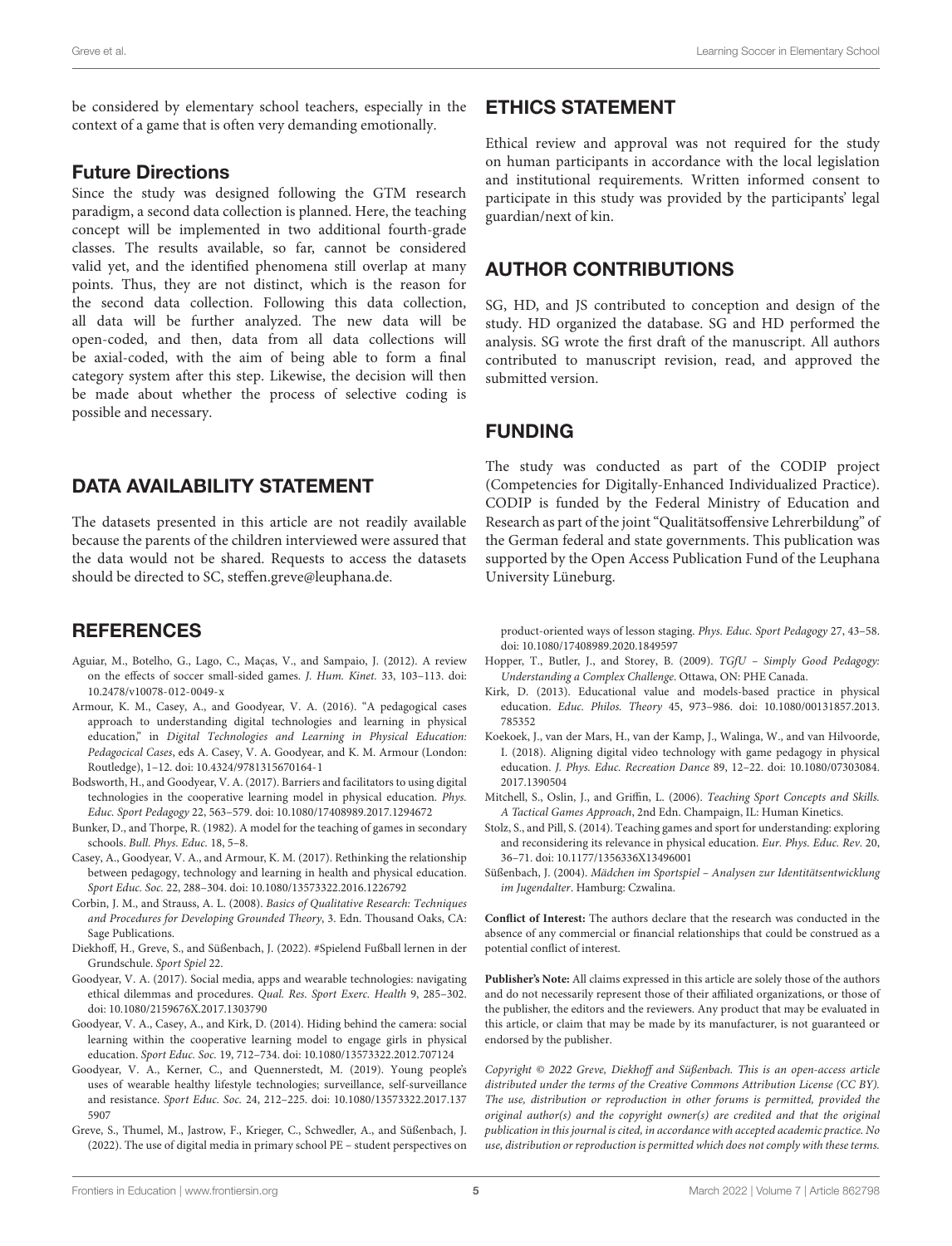be considered by elementary school teachers, especially in the context of a game that is often very demanding emotionally.

### Future Directions

Since the study was designed following the GTM research paradigm, a second data collection is planned. Here, the teaching concept will be implemented in two additional fourth-grade classes. The results available, so far, cannot be considered valid yet, and the identified phenomena still overlap at many points. Thus, they are not distinct, which is the reason for the second data collection. Following this data collection, all data will be further analyzed. The new data will be open-coded, and then, data from all data collections will be axial-coded, with the aim of being able to form a final category system after this step. Likewise, the decision will then be made about whether the process of selective coding is possible and necessary.

## DATA AVAILABILITY STATEMENT

The datasets presented in this article are not readily available because the parents of the children interviewed were assured that the data would not be shared. Requests to access the datasets should be directed to SC, steffen.greve@leuphana.de.

## ETHICS STATEMENT

Ethical review and approval was not required for the study on human participants in accordance with the local legislation and institutional requirements. Written informed consent to participate in this study was provided by the participants' legal guardian/next of kin.

## AUTHOR CONTRIBUTIONS

SG, HD, and JS contributed to conception and design of the study. HD organized the database. SG and HD performed the analysis. SG wrote the first draft of the manuscript. All authors contributed to manuscript revision, read, and approved the submitted version.

## FUNDING

The study was conducted as part of the CODIP project (Competencies for Digitally-Enhanced Individualized Practice). CODIP is funded by the Federal Ministry of Education and Research as part of the joint "Qualitätsoffensive Lehrerbildung" of the German federal and state governments. This publication was supported by the Open Access Publication Fund of the Leuphana University Lüneburg.

## REFERENCES

Aguiar, M., Botelho, G., Lago, C., Maças, V., and Sampaio, J. (2012). A review on the effects of soccer small-sided games. *J. Hum. Kinet.* 33, 103–113. doi: 10.2478/v10078-012-0049-x

Armour, K. M., Casey, A., and Goodyear, V. A. (2016). "A pedagogical cases approach to understanding digital technologies and learning in physical education," in *Digital Technologies and Learning in Physical Education: Pedagogical Cases*, eds A. Casey, V. A. Goodyear, and K. M. Armour (London: Routledge), 1–12. doi: 10.4324/9781315670164-1

Bodsworth, H., and Goodyear, V. A. (2017). Barriers and facilitators to using digital technologies in the cooperative learning model in physical education. *Phys. Educ. Sport Pedagogy* 22, 563–579. doi: 10.1080/17408989.2017.1294672

Bunker, D., and Thorpe, R. (1982). A model for the teaching of games in secondary schools. *Bull. Phys. Educ.* 18, 5–8.

Casey, A., Goodyear, V. A., and Armour, K. M. (2017). Rethinking the relationship between pedagogy, technology and learning in health and physical education. *Sport Educ. Soc.* 22, 288–304. doi: 10.1080/13573322.2016.1226792

Corbin, J. M., and Strauss, A. L. (2008). *Basics of Qualitative Research: Techniques and Procedures for Developing Grounded Theory*, 3. Edn. Thousand Oaks, CA: Sage Publications.

Diekhoff, H., Greve, S., and Süßenbach, J. (2022). #Spielend Fußball lernen in der Grundschule. *Sport Spiel* 22.

Goodyear, V. A. (2017). Social media, apps and wearable technologies: navigating ethical dilemmas and procedures. *Qual. Res. Sport Exerc. Health* 9, 285–302. doi: 10.1080/2159676X.2017.1303790

Goodyear, V. A., Casey, A., and Kirk, D. (2014). Hiding behind the camera: social learning within the cooperative learning model to engage girls in physical education. *Sport Educ. Soc.* 19, 712–734. doi: 10.1080/13573322.2012.707124

Goodyear, V. A., Kerner, C., and Quennerstedt, M. (2019). Young people's uses of wearable healthy lifestyle technologies; surveillance, self-surveillance and resistance. *Sport Educ. Soc.* 24, 212–225. doi: 10.1080/13573322.2017.1375907

Greve, S., Thumel, M., Jastrow, F., Krieger, C., Schwedler, A., and Süßenbach, J. (2022). The use of digital media in primary school PE – student perspectives on product-oriented ways of lesson staging. *Phys. Educ. Sport Pedagogy* 27, 43–58. doi: 10.1080/17408989.2020.1849597

Hopper, T., Butler, J., and Storey, B. (2009). *TGfU – Simply Good Pedagogy: Understanding a Complex Challenge*. Ottawa, ON: PHE Canada.

Kirk, D. (2013). Educational value and models-based practice in physical education. *Educ. Philos. Theory* 45, 973–986. doi: 10.1080/00131857.2013.785352

Koekoek, J., van der Mars, H., van der Kamp, J., Walinga, W., and van Hilvoorde, I. (2018). Aligning digital video technology with game pedagogy in physical education. *J. Phys. Educ. Recreation Dance* 89, 12–22. doi: 10.1080/07303084.2017.1390504

Mitchell, S., Oslin, J., and Griffin, L. (2006). *Teaching Sport Concepts and Skills. A Tactical Games Approach*, 2nd Edn. Champaign, IL: Human Kinetics.

Stolz, S., and Pill, S. (2014). Teaching games and sport for understanding: exploring and reconsidering its relevance in physical education. *Eur. Phys. Educ. Rev.* 20, 36–71. doi: 10.1177/1356336X13496001

Süßenbach, J. (2004). *Mädchen im Sportspiel – Analysen zur Identitätsentwicklung im Jugendalter*. Hamburg: Czwalina.

**Conflict of Interest:** The authors declare that the research was conducted in the absence of any commercial or financial relationships that could be construed as a potential conflict of interest.

**Publisher's Note:** All claims expressed in this article are solely those of the authors and do not necessarily represent those of their affiliated organizations, or those of the publisher, the editors and the reviewers. Any product that may be evaluated in this article, or claim that may be made by its manufacturer, is not guaranteed or endorsed by the publisher.

*Copyright © 2022 Greve, Diekhoff and Süßenbach. This is an open-access article distributed under the terms of the Creative Commons Attribution License (CC BY). The use, distribution or reproduction in other forums is permitted, provided the original author(s) and the copyright owner(s) are credited and that the original publication in this journal is cited, in accordance with accepted academic practice. No use, distribution or reproduction is permitted which does not comply with these terms.*